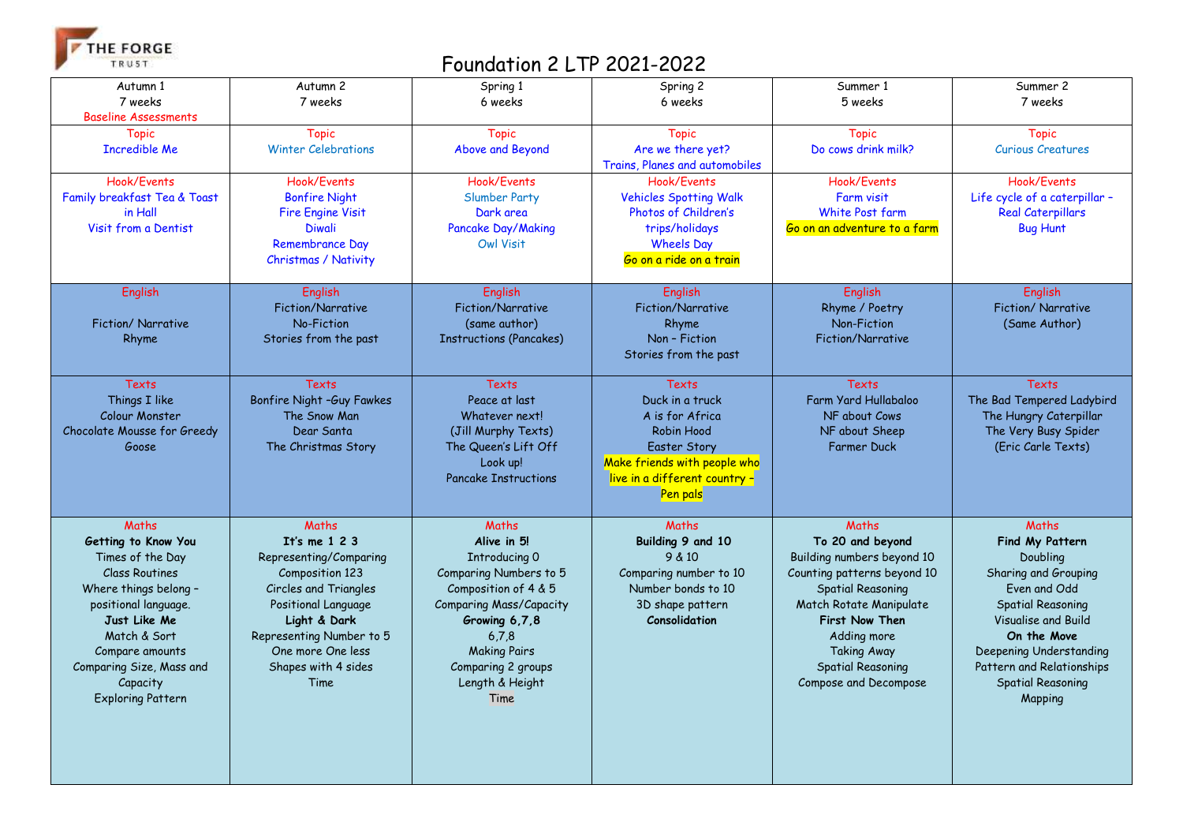THE FORGE TRUST

# Foundation 2 LTP 2021-2022

| Autumn 1<br>7 weeks<br>Baseline Assessments | Autumn 2<br>7 weeks | Spring 1<br>6 weeks | Spring 2<br>6 weeks | Summer 1<br>5 weeks | Summer 2<br>7 weeks |
|---|---|---|---|---|---|
| Topic<br>Incredible Me | Topic<br>Winter Celebrations | Topic<br>Above and Beyond | Topic<br>Are we there yet?<br>Trains, Planes and automobiles | Topic<br>Do cows drink milk? | Topic<br>Curious Creatures |
| Hook/Events<br>Family breakfast Tea & Toast in Hall<br>Visit from a Dentist | Hook/Events<br>Bonfire Night<br>Fire Engine Visit<br>Diwali<br>Remembrance Day<br>Christmas / Nativity | Hook/Events<br>Slumber Party<br>Dark area<br>Pancake Day/Making<br>Owl Visit | Hook/Events<br>Vehicles Spotting Walk<br>Photos of Children's trips/holidays<br>Wheels Day<br>Go on a ride on a train | Hook/Events<br>Farm visit<br>White Post farm<br>Go on an adventure to a farm | Hook/Events<br>Life cycle of a caterpillar – Real Caterpillars<br>Bug Hunt |
| English<br>Fiction/ Narrative<br>Rhyme | English<br>Fiction/Narrative<br>No-Fiction<br>Stories from the past | English<br>Fiction/Narrative<br>(same author)<br>Instructions (Pancakes) | English<br>Fiction/Narrative<br>Rhyme<br>Non – Fiction<br>Stories from the past | English<br>Rhyme / Poetry<br>Non-Fiction<br>Fiction/Narrative | English<br>Fiction/ Narrative<br>(Same Author) |
| Texts<br>Things I like<br>Colour Monster<br>Chocolate Mousse for Greedy Goose | Texts<br>Bonfire Night –Guy Fawkes<br>The Snow Man<br>Dear Santa<br>The Christmas Story | Texts<br>Peace at last<br>Whatever next!<br>(Jill Murphy Texts)<br>The Queen's Lift Off<br>Look up!<br>Pancake Instructions | Texts<br>Duck in a truck<br>A is for Africa<br>Robin Hood<br>Easter Story<br>Make friends with people who live in a different country – Pen pals | Texts<br>Farm Yard Hullabaloo<br>NF about Cows<br>NF about Sheep<br>Farmer Duck | Texts<br>The Bad Tempered Ladybird<br>The Hungry Caterpillar<br>The Very Busy Spider<br>(Eric Carle Texts) |
| Maths<br>**Getting to Know You**<br>Times of the Day<br>Class Routines<br>Where things belong – positional language.<br>**Just Like Me**<br>Match & Sort<br>Compare amounts<br>Comparing Size, Mass and Capacity<br>Exploring Pattern | Maths<br>**It's me 1 2 3**<br>Representing/Comparing<br>Composition 123<br>Circles and Triangles<br>Positional Language<br>**Light & Dark**<br>Representing Number to 5<br>One more One less<br>Shapes with 4 sides<br>Time | Maths<br>**Alive in 5!**<br>Introducing 0<br>Comparing Numbers to 5<br>Composition of 4 & 5<br>Comparing Mass/Capacity<br>**Growing 6,7,8**<br>6,7,8<br>Making Pairs<br>Comparing 2 groups<br>Length & Height<br>Time | Maths<br>**Building 9 and 10**<br>9 & 10<br>Comparing number to 10<br>Number bonds to 10<br>3D shape pattern<br>**Consolidation** | Maths<br>**To 20 and beyond**<br>Building numbers beyond 10<br>Counting patterns beyond 10<br>Spatial Reasoning<br>Match Rotate Manipulate<br>**First Now Then**<br>Adding more<br>Taking Away<br>Spatial Reasoning<br>Compose and Decompose | Maths<br>**Find My Pattern**<br>Doubling<br>Sharing and Grouping<br>Even and Odd<br>Spatial Reasoning<br>Visualise and Build<br>**On the Move**<br>Deepening Understanding<br>Pattern and Relationships<br>Spatial Reasoning<br>Mapping |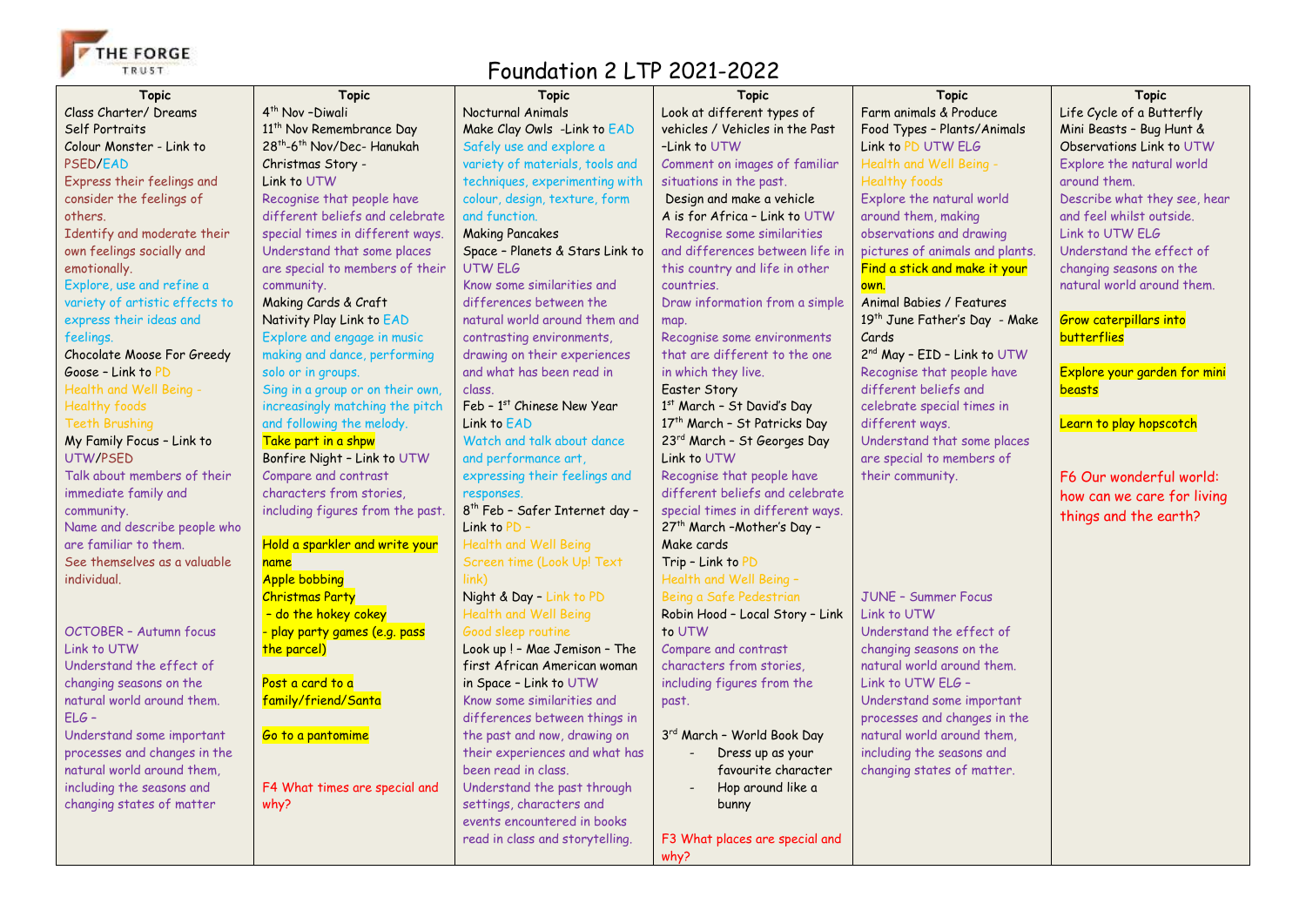# Foundation 2 LTP 2021-2022

| Topic | Topic | Topic | Topic | Topic | Topic |
|---|---|---|---|---|---|
| Class Charter/ Dreams<br>Self Portraits<br>Colour Monster - Link to PSED/EAD<br>Express their feelings and consider the feelings of others.<br>Identify and moderate their own feelings socially and emotionally.<br>Explore, use and refine a variety of artistic effects to express their ideas and feelings.<br>Chocolate Moose For Greedy Goose – Link to PD<br>Health and Well Being - Healthy foods<br>Teeth Brushing<br>My Family Focus – Link to UTW/PSED<br>Talk about members of their immediate family and community.<br>Name and describe people who are familiar to them.<br>See themselves as a valuable individual.<br><br>OCTOBER – Autumn focus<br>Link to UTW<br>Understand the effect of changing seasons on the natural world around them.<br>ELG –<br>Understand some important processes and changes in the natural world around them, including the seasons and changing states of matter | 4th Nov –Diwali<br>11th Nov Remembrance Day<br>28th-6th Nov/Dec- Hanukah<br>Christmas Story -<br>Link to UTW<br>Recognise that people have different beliefs and celebrate special times in different ways.<br>Understand that some places are special to members of their community.<br>Making Cards & Craft<br>Nativity Play Link to EAD<br>Explore and engage in music making and dance, performing solo or in groups.<br>Sing in a group or on their own, increasingly matching the pitch and following the melody.<br>Take part in a shpw<br>Bonfire Night – Link to UTW<br>Compare and contrast characters from stories, including figures from the past.<br><br>Hold a sparkler and write your name<br>Apple bobbing<br>Christmas Party<br>- do the hokey cokey<br>- play party games (e.g. pass the parcel)<br><br>Post a card to a family/friend/Santa<br><br>Go to a pantomime<br><br>F4 What times are special and why? | Nocturnal Animals<br>Make Clay Owls -Link to EAD<br>Safely use and explore a variety of materials, tools and techniques, experimenting with colour, design, texture, form and function.<br>Making Pancakes<br>Space – Planets & Stars Link to UTW ELG<br>Know some similarities and differences between the natural world around them and contrasting environments, drawing on their experiences and what has been read in class.<br>Feb – 1st Chinese New Year<br>Link to EAD<br>Watch and talk about dance and performance art, expressing their feelings and responses.<br>8th Feb – Safer Internet day – Link to PD –<br>Health and Well Being<br>Screen time (Look Up! Text link)<br>Night & Day – Link to PD<br>Health and Well Being<br>Good sleep routine<br>Look up ! – Mae Jemison – The first African American woman in Space – Link to UTW<br>Know some similarities and differences between things in the past and now, drawing on their experiences and what has been read in class.<br>Understand the past through settings, characters and events encountered in books read in class and storytelling. | Look at different types of vehicles / Vehicles in the Past –Link to UTW<br>Comment on images of familiar situations in the past.<br>Design and make a vehicle<br>A is for Africa – Link to UTW<br>Recognise some similarities and differences between life in this country and life in other countries.<br>Draw information from a simple map.<br>Recognise some environments that are different to the one in which they live.<br>Easter Story<br>1st March – St David's Day<br>17th March – St Patricks Day<br>23rd March – St Georges Day<br>Link to UTW<br>Recognise that people have different beliefs and celebrate special times in different ways.<br>27th March –Mother's Day – Make cards<br>Trip – Link to PD<br>Health and Well Being – Being a Safe Pedestrian<br>Robin Hood – Local Story – Link to UTW<br>Compare and contrast characters from stories, including figures from the past.<br><br>3rd March – World Book Day<br>- Dress up as your favourite character<br>- Hop around like a bunny<br><br>F3 What places are special and why? | Farm animals & Produce<br>Food Types – Plants/Animals<br>Link to PD UTW ELG<br>Health and Well Being - Healthy foods<br>Explore the natural world around them, making observations and drawing pictures of animals and plants.<br>Find a stick and make it your own.<br>Animal Babies / Features<br>19th June Father's Day - Make Cards<br>2nd May – EID – Link to UTW<br>Recognise that people have different beliefs and celebrate special times in different ways.<br>Understand that some places are special to members of their community.<br><br>JUNE – Summer Focus<br>Link to UTW<br>Understand the effect of changing seasons on the natural world around them.<br>Link to UTW ELG –<br>Understand some important processes and changes in the natural world around them, including the seasons and changing states of matter. | Life Cycle of a Butterfly<br>Mini Beasts – Bug Hunt & Observations Link to UTW<br>Explore the natural world around them.<br>Describe what they see, hear and feel whilst outside.<br>Link to UTW ELG<br>Understand the effect of changing seasons on the natural world around them.<br><br>Grow caterpillars into butterflies<br><br>Explore your garden for mini beasts<br><br>Learn to play hopscotch<br><br>F6 Our wonderful world: how can we care for living things and the earth? |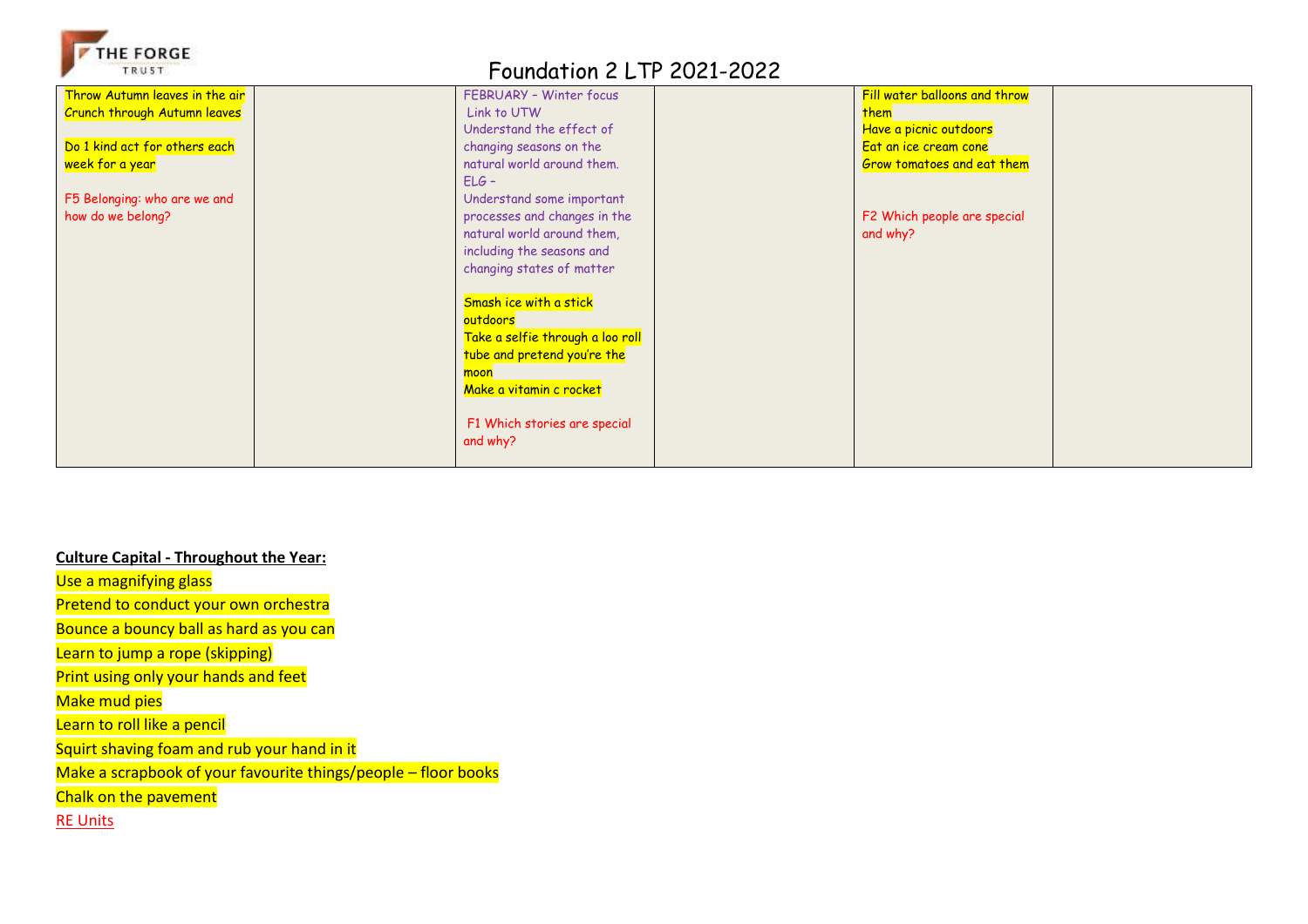# Foundation 2 LTP 2021-2022

| | | | | | |
|---|---|---|---|---|---|
| Throw Autumn leaves in the air<br>Crunch through Autumn leaves<br><br>Do 1 kind act for others each week for a year<br><br>F5 Belonging: who are we and how do we belong? | | FEBRUARY – Winter focus<br>Link to UTW<br>Understand the effect of changing seasons on the natural world around them.<br>ELG –<br>Understand some important processes and changes in the natural world around them, including the seasons and changing states of matter<br><br>Smash ice with a stick outdoors<br>Take a selfie through a loo roll tube and pretend you're the moon<br>Make a vitamin c rocket<br><br>F1 Which stories are special and why? | | Fill water balloons and throw them<br>Have a picnic outdoors<br>Eat an ice cream cone<br>Grow tomatoes and eat them<br><br>F2 Which people are special and why? | |

**Culture Capital - Throughout the Year:**

Use a magnifying glass

Pretend to conduct your own orchestra

Bounce a bouncy ball as hard as you can

Learn to jump a rope (skipping)

Print using only your hands and feet

Make mud pies

Learn to roll like a pencil

Squirt shaving foam and rub your hand in it

Make a scrapbook of your favourite things/people – floor books

Chalk on the pavement

RE Units